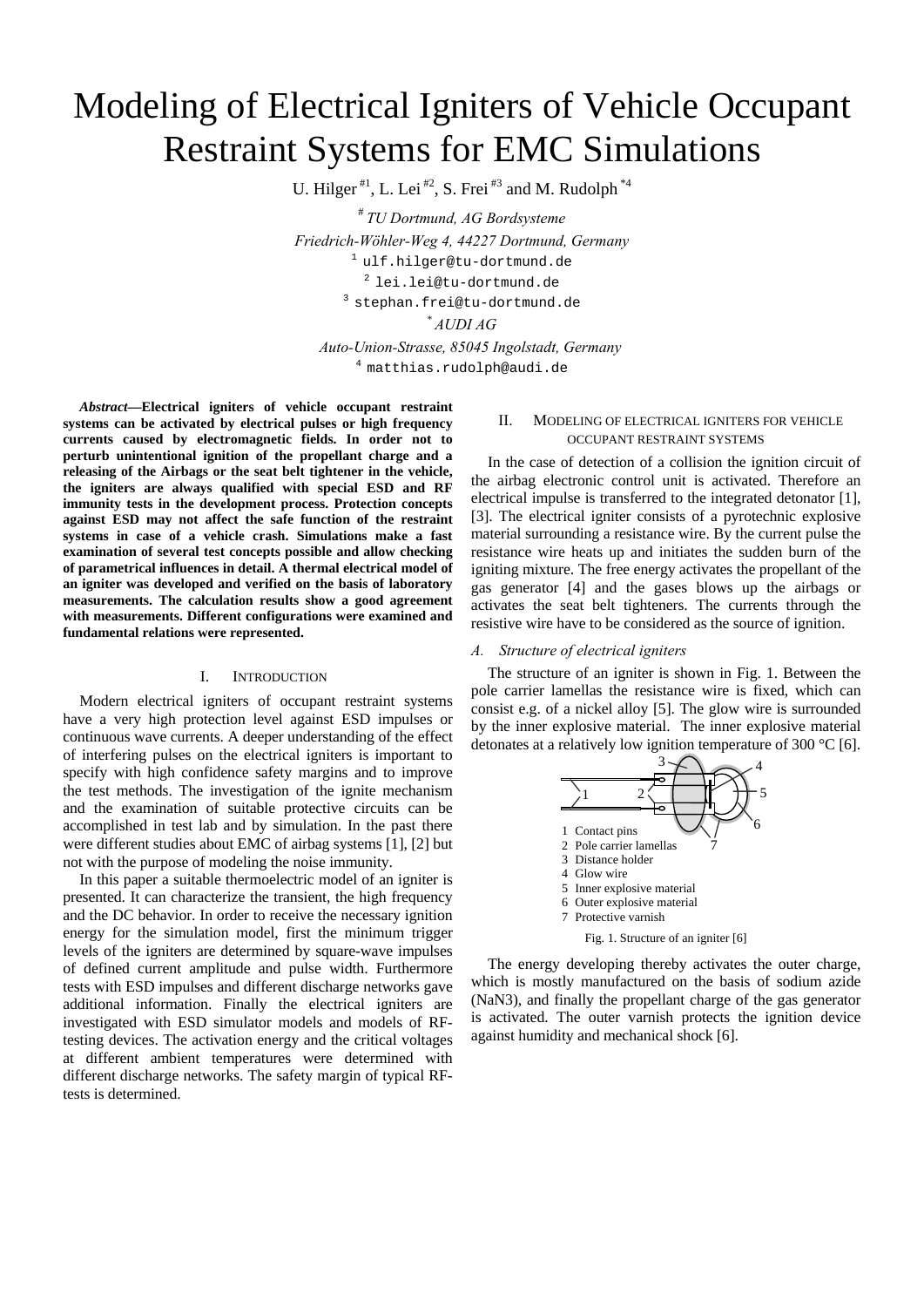# Modeling of Electrical Igniters of Vehicle Occupant Restraint Systems for EMC Simulations

U. Hilger #1, L. Lei #2, S. Frei #3 and M. Rudolph *4

# *TU Dortmund, AG Bordsysteme*
*Friedrich-Wöhler-Weg 4, 44227 Dortmund, Germany*
1 ulf.hilger@tu-dortmund.de
2 lei.lei@tu-dortmund.de
3 stephan.frei@tu-dortmund.de

* *AUDI AG*
*Auto-Union-Strasse, 85045 Ingolstadt, Germany*
4 matthias.rudolph@audi.de

***Abstract*—Electrical igniters of vehicle occupant restraint systems can be activated by electrical pulses or high frequency currents caused by electromagnetic fields. In order not to perturb unintentional ignition of the propellant charge and a releasing of the Airbags or the seat belt tightener in the vehicle, the igniters are always qualified with special ESD and RF immunity tests in the development process. Protection concepts against ESD may not affect the safe function of the restraint systems in case of a vehicle crash. Simulations make a fast examination of several test concepts possible and allow checking of parametrical influences in detail. A thermal electrical model of an igniter was developed and verified on the basis of laboratory measurements. The calculation results show a good agreement with measurements. Different configurations were examined and fundamental relations were represented.**

## I. Introduction

Modern electrical igniters of occupant restraint systems have a very high protection level against ESD impulses or continuous wave currents. A deeper understanding of the effect of interfering pulses on the electrical igniters is important to specify with high confidence safety margins and to improve the test methods. The investigation of the ignite mechanism and the examination of suitable protective circuits can be accomplished in test lab and by simulation. In the past there were different studies about EMC of airbag systems [1], [2] but not with the purpose of modeling the noise immunity.

In this paper a suitable thermoelectric model of an igniter is presented. It can characterize the transient, the high frequency and the DC behavior. In order to receive the necessary ignition energy for the simulation model, first the minimum trigger levels of the igniters are determined by square-wave impulses of defined current amplitude and pulse width. Furthermore tests with ESD impulses and different discharge networks gave additional information. Finally the electrical igniters are investigated with ESD simulator models and models of RF-testing devices. The activation energy and the critical voltages at different ambient temperatures were determined with different discharge networks. The safety margin of typical RF-tests is determined.

## II. Modeling of Electrical Igniters for Vehicle Occupant Restraint Systems

In the case of detection of a collision the ignition circuit of the airbag electronic control unit is activated. Therefore an electrical impulse is transferred to the integrated detonator [1], [3]. The electrical igniter consists of a pyrotechnic explosive material surrounding a resistance wire. By the current pulse the resistance wire heats up and initiates the sudden burn of the igniting mixture. The free energy activates the propellant of the gas generator [4] and the gases blows up the airbags or activates the seat belt tighteners. The currents through the resistive wire have to be considered as the source of ignition.

### *A. Structure of electrical igniters*

The structure of an igniter is shown in Fig. 1. Between the pole carrier lamellas the resistance wire is fixed, which can consist e.g. of a nickel alloy [5]. The glow wire is surrounded by the inner explosive material. The inner explosive material detonates at a relatively low ignition temperature of 300 °C [6].

1 Contact pins
2 Pole carrier lamellas
3 Distance holder
4 Glow wire
5 Inner explosive material
6 Outer explosive material
7 Protective varnish

Fig. 1. Structure of an igniter [6]

The energy developing thereby activates the outer charge, which is mostly manufactured on the basis of sodium azide ($NaN_3$), and finally the propellant charge of the gas generator is activated. The outer varnish protects the ignition device against humidity and mechanical shock [6].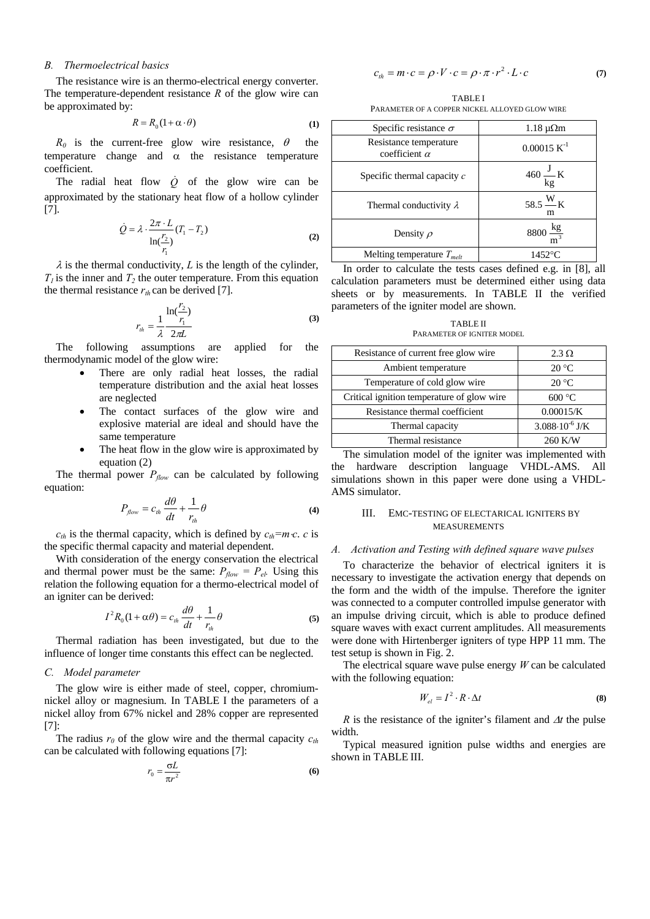### B. Thermoelectrical basics

The resistance wire is an thermo-electrical energy converter. The temperature-dependent resistance $R$ of the glow wire can be approximated by:

$$R = R_0(1 + \alpha \cdot \theta) \tag{1}$$

$R_0$ is the current-free glow wire resistance, $\theta$ the temperature change and $\alpha$ the resistance temperature coefficient.

The radial heat flow $\dot{Q}$ of the glow wire can be approximated by the stationary heat flow of a hollow cylinder [7].

$$\dot{Q} = \lambda \cdot \frac{2\pi \cdot L}{\ln(\frac{r_2}{r_1})}(T_1 - T_2) \tag{2}$$

$\lambda$ is the thermal conductivity, $L$ is the length of the cylinder, $T_1$ is the inner and $T_2$ the outer temperature. From this equation the thermal resistance $r_{th}$ can be derived [7].

$$r_{th} = \frac{1}{\lambda} \frac{\ln(\frac{r_2}{r_1})}{2\pi L} \tag{3}$$

The following assumptions are applied for the thermodynamic model of the glow wire:

- There are only radial heat losses, the radial temperature distribution and the axial heat losses are neglected
- The contact surfaces of the glow wire and explosive material are ideal and should have the same temperature
- The heat flow in the glow wire is approximated by equation (2)

The thermal power $P_{flow}$ can be calculated by following equation:

$$P_{flow} = c_{th} \frac{d\theta}{dt} + \frac{1}{r_{th}} \theta \tag{4}$$

$c_{th}$ is the thermal capacity, which is defined by $c_{th}=m \cdot c$. $c$ is the specific thermal capacity and material dependent.

With consideration of the energy conservation the electrical and thermal power must be the same: $P_{flow} = P_{el}$. Using this relation the following equation for a thermo-electrical model of an igniter can be derived:

$$I^2 R_0 (1 + \alpha\theta) = c_{th} \frac{d\theta}{dt} + \frac{1}{r_{th}} \theta \tag{5}$$

Thermal radiation has been investigated, but due to the influence of longer time constants this effect can be neglected.

### C. Model parameter

The glow wire is either made of steel, copper, chromium-nickel alloy or magnesium. In TABLE I the parameters of a nickel alloy from 67% nickel and 28% copper are represented [7]:

The radius $r_0$ of the glow wire and the thermal capacity $c_{th}$ can be calculated with following equations [7]:

$$r_0 = \frac{\sigma L}{\pi r^2} \tag{6}$$

$$c_{th} = m \cdot c = \rho \cdot V \cdot c = \rho \cdot \pi \cdot r^2 \cdot L \cdot c \tag{7}$$

TABLE I
PARAMETER OF A COPPER NICKEL ALLOYED GLOW WIRE

| Parameter | Value |
|---|---|
| Specific resistance $\sigma$ | 1.18 μΩm |
| Resistance temperature coefficient $\alpha$ | 0.00015 $K^{-1}$ |
| Specific thermal capacity $c$ | $460 \frac{J}{kg} K$ |
| Thermal conductivity $\lambda$ | $58.5 \frac{W}{m} K$ |
| Density $\rho$ | $8800 \frac{kg}{m^3}$ |
| Melting temperature $T_{melt}$ | 1452°C |

In order to calculate the tests cases defined e.g. in [8], all calculation parameters must be determined either using data sheets or by measurements. In TABLE II the verified parameters of the igniter model are shown.

TABLE II
PARAMETER OF IGNITER MODEL

| Parameter | Value |
|---|---|
| Resistance of current free glow wire | 2.3 Ω |
| Ambient temperature | 20 °C |
| Temperature of cold glow wire | 20 °C |
| Critical ignition temperature of glow wire | 600 °C |
| Resistance thermal coefficient | 0.00015/K |
| Thermal capacity | $3.088 \cdot 10^{-6}$ J/K |
| Thermal resistance | 260 K/W |

The simulation model of the igniter was implemented with the hardware description language VHDL-AMS. All simulations shown in this paper were done using a VHDL-AMS simulator.

## III. EMC-TESTING OF ELECTARICAL IGNITERS BY MEASUREMENTS

### A. Activation and Testing with defined square wave pulses

To characterize the behavior of electrical igniters it is necessary to investigate the activation energy that depends on the form and the width of the impulse. Therefore the igniter was connected to a computer controlled impulse generator with an impulse driving circuit, which is able to produce defined square waves with exact current amplitudes. All measurements were done with Hirtenberger igniters of type HPP 11 mm. The test setup is shown in Fig. 2.

The electrical square wave pulse energy $W$ can be calculated with the following equation:

$$W_{el} = I^2 \cdot R \cdot \Delta t \tag{8}$$

$R$ is the resistance of the igniter's filament and $\Delta t$ the pulse width.

Typical measured ignition pulse widths and energies are shown in TABLE III.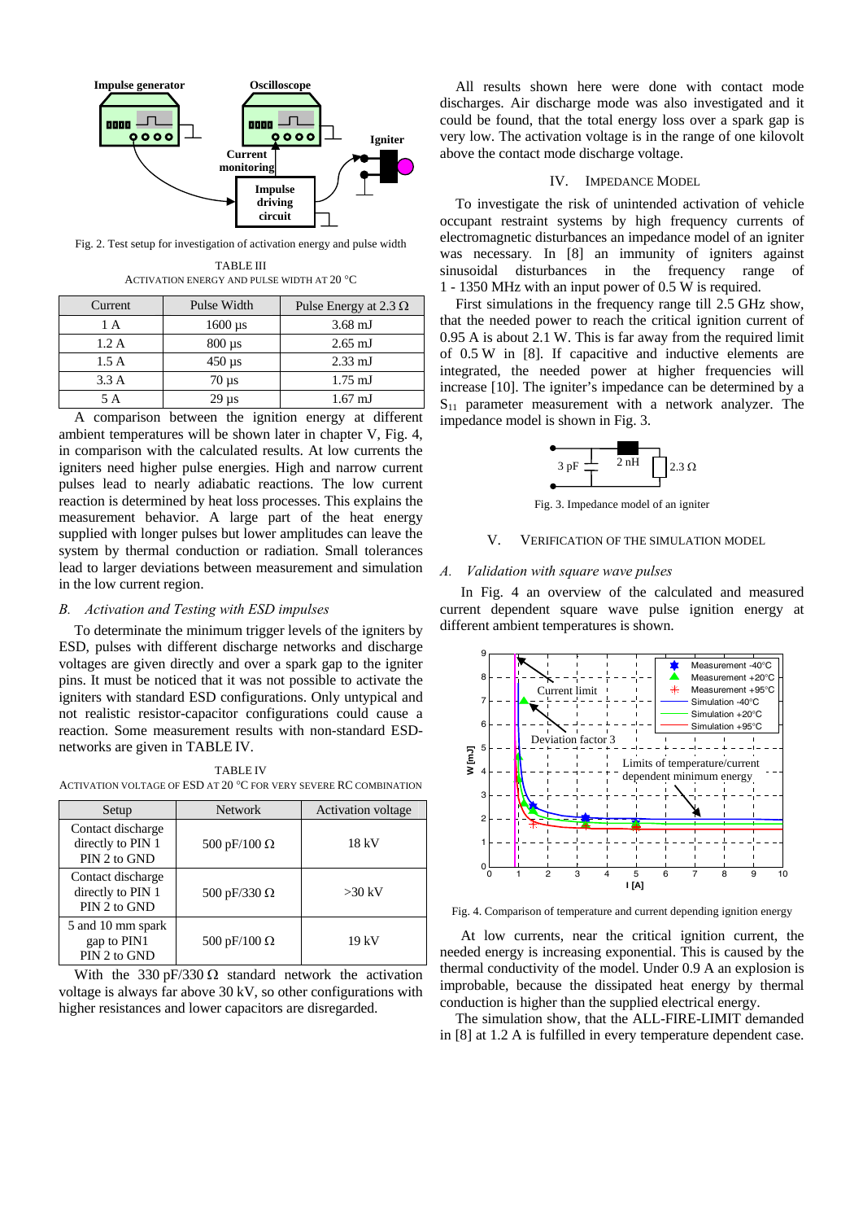Fig. 2. Test setup for investigation of activation energy and pulse width

TABLE III
ACTIVATION ENERGY AND PULSE WIDTH AT 20 °C

| Current | Pulse Width | Pulse Energy at 2.3 Ω |
|---|---|---|
| 1 A | 1600 µs | 3.68 mJ |
| 1.2 A | 800 µs | 2.65 mJ |
| 1.5 A | 450 µs | 2.33 mJ |
| 3.3 A | 70 µs | 1.75 mJ |
| 5 A | 29 µs | 1.67 mJ |

A comparison between the ignition energy at different ambient temperatures will be shown later in chapter V, Fig. 4, in comparison with the calculated results. At low currents the igniters need higher pulse energies. High and narrow current pulses lead to nearly adiabatic reactions. The low current reaction is determined by heat loss processes. This explains the measurement behavior. A large part of the heat energy supplied with longer pulses but lower amplitudes can leave the system by thermal conduction or radiation. Small tolerances lead to larger deviations between measurement and simulation in the low current region.

### B. *Activation and Testing with ESD impulses*

To determinate the minimum trigger levels of the igniters by ESD, pulses with different discharge networks and discharge voltages are given directly and over a spark gap to the igniter pins. It must be noticed that it was not possible to activate the igniters with standard ESD configurations. Only untypical and not realistic resistor-capacitor configurations could cause a reaction. Some measurement results with non-standard ESD-networks are given in TABLE IV.

TABLE IV
ACTIVATION VOLTAGE OF ESD AT 20 °C FOR VERY SEVERE RC COMBINATION

| Setup | Network | Activation voltage |
|---|---|---|
| Contact discharge directly to PIN 1 PIN 2 to GND | 500 pF/100 Ω | 18 kV |
| Contact discharge directly to PIN 1 PIN 2 to GND | 500 pF/330 Ω | >30 kV |
| 5 and 10 mm spark gap to PIN1 PIN 2 to GND | 500 pF/100 Ω | 19 kV |

With the 330 pF/330 Ω standard network the activation voltage is always far above 30 kV, so other configurations with higher resistances and lower capacitors are disregarded.

All results shown here were done with contact mode discharges. Air discharge mode was also investigated and it could be found, that the total energy loss over a spark gap is very low. The activation voltage is in the range of one kilovolt above the contact mode discharge voltage.

## IV. Impedance Model

To investigate the risk of unintended activation of vehicle occupant restraint systems by high frequency currents of electromagnetic disturbances an impedance model of an igniter was necessary. In [8] an immunity of igniters against sinusoidal disturbances in the frequency range of 1 - 1350 MHz with an input power of 0.5 W is required.

First simulations in the frequency range till 2.5 GHz show, that the needed power to reach the critical ignition current of 0.95 A is about 2.1 W. This is far away from the required limit of 0.5 W in [8]. If capacitive and inductive elements are integrated, the needed power at higher frequencies will increase [10]. The igniter's impedance can be determined by a $S_{11}$ parameter measurement with a network analyzer. The impedance model is shown in Fig. 3.

Fig. 3. Impedance model of an igniter

## V. Verification of the Simulation Model

### A. *Validation with square wave pulses*

In Fig. 4 an overview of the calculated and measured current dependent square wave pulse ignition energy at different ambient temperatures is shown.

Fig. 4. Comparison of temperature and current depending ignition energy

At low currents, near the critical ignition current, the needed energy is increasing exponential. This is caused by the thermal conductivity of the model. Under 0.9 A an explosion is improbable, because the dissipated heat energy by thermal conduction is higher than the supplied electrical energy.

The simulation show, that the ALL-FIRE-LIMIT demanded in [8] at 1.2 A is fulfilled in every temperature dependent case.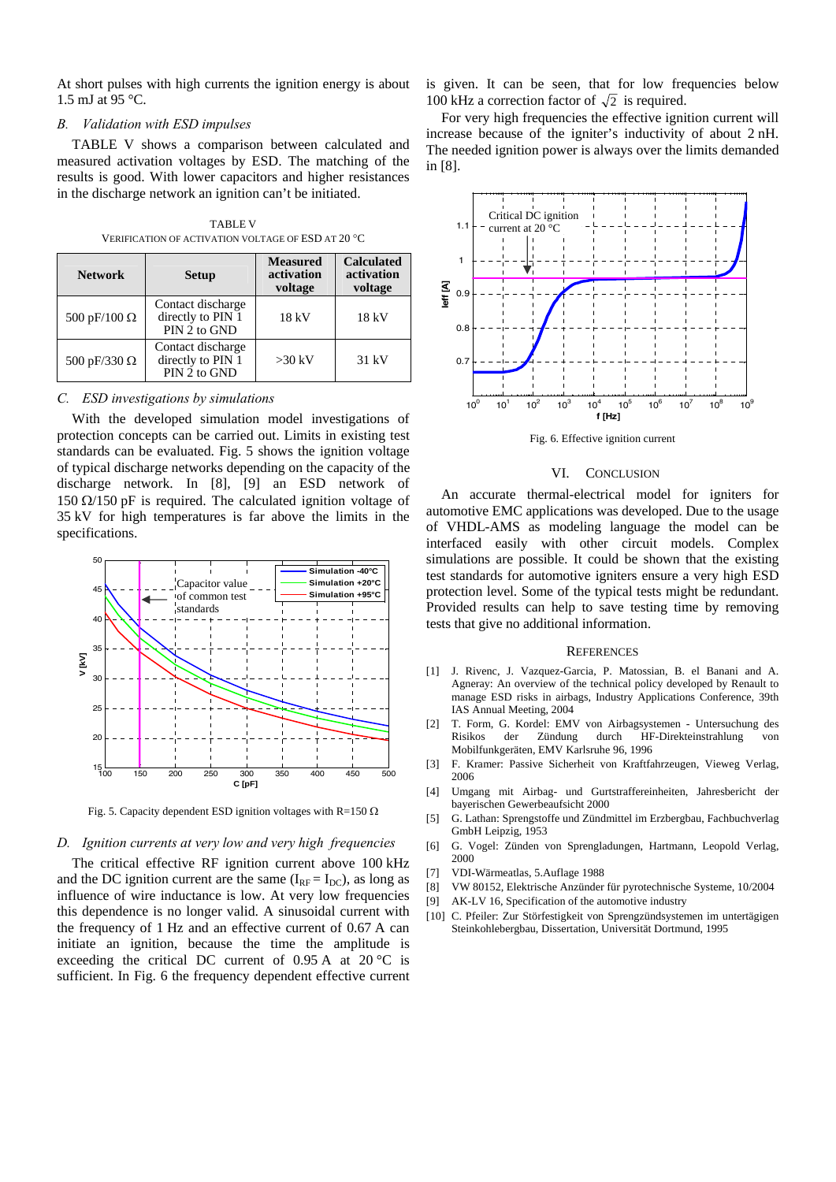At short pulses with high currents the ignition energy is about 1.5 mJ at 95 °C.

### *B. Validation with ESD impulses*

TABLE V shows a comparison between calculated and measured activation voltages by ESD. The matching of the results is good. With lower capacitors and higher resistances in the discharge network an ignition can't be initiated.

TABLE V
VERIFICATION OF ACTIVATION VOLTAGE OF ESD AT 20 °C

| Network | Setup | Measured activation voltage | Calculated activation voltage |
|---|---|---|---|
| 500 pF/100 Ω | Contact discharge directly to PIN 1 PIN 2 to GND | 18 kV | 18 kV |
| 500 pF/330 Ω | Contact discharge directly to PIN 1 PIN 2 to GND | >30 kV | 31 kV |

### *C. ESD investigations by simulations*

With the developed simulation model investigations of protection concepts can be carried out. Limits in existing test standards can be evaluated. Fig. 5 shows the ignition voltage of typical discharge networks depending on the capacity of the discharge network. In [8], [9] an ESD network of 150 Ω/150 pF is required. The calculated ignition voltage of 35 kV for high temperatures is far above the limits in the specifications.

Simulation -40°C
Simulation +20°C
Simulation +95°C
Capacitor value of common test standards
V [kV]
C [pF]
15
20
25
30
35
40
45
50
100
150
200
250
300
350
400
450
500

Fig. 5. Capacity dependent ESD ignition voltages with R=150 Ω

### *D. Ignition currents at very low and very high frequencies*

The critical effective RF ignition current above 100 kHz and the DC ignition current are the same ($I_{RF} = I_{DC}$), as long as influence of wire inductance is low. At very low frequencies this dependence is no longer valid. A sinusoidal current with the frequency of 1 Hz and an effective current of 0.67 A can initiate an ignition, because the time the amplitude is exceeding the critical DC current of 0.95 A at 20 °C is sufficient. In Fig. 6 the frequency dependent effective current is given. It can be seen, that for low frequencies below 100 kHz a correction factor of $\sqrt{2}$ is required.

For very high frequencies the effective ignition current will increase because of the igniter's inductivity of about 2 nH. The needed ignition power is always over the limits demanded in [8].

Critical DC ignition current at 20 °C
Ieff [A]
f [Hz]
0.7
0.8
0.9
1
1.1
$10^0$
$10^1$
$10^2$
$10^3$
$10^4$
$10^5$
$10^6$
$10^7$
$10^8$
$10^9$

Fig. 6. Effective ignition current

## VI. CONCLUSION

An accurate thermal-electrical model for igniters for automotive EMC applications was developed. Due to the usage of VHDL-AMS as modeling language the model can be interfaced easily with other circuit models. Complex simulations are possible. It could be shown that the existing test standards for automotive igniters ensure a very high ESD protection level. Some of the typical tests might be redundant. Provided results can help to save testing time by removing tests that give no additional information.

## REFERENCES

[1] J. Rivenc, J. Vazquez-Garcia, P. Matossian, B. el Banani and A. Agneray: An overview of the technical policy developed by Renault to manage ESD risks in airbags, Industry Applications Conference, 39th IAS Annual Meeting, 2004

[2] T. Form, G. Kordel: EMV von Airbagsystemen - Untersuchung des Risikos der Zündung durch HF-Direkteinstrahlung von Mobilfunkgeräten, EMV Karlsruhe 96, 1996

[3] F. Kramer: Passive Sicherheit von Kraftfahrzeugen, Vieweg Verlag, 2006

[4] Umgang mit Airbag- und Gurtstraffereinheiten, Jahresbericht der bayerischen Gewerbeaufsicht 2000

[5] G. Lathan: Sprengstoffe und Zündmittel im Erzbergbau, Fachbuchverlag GmbH Leipzig, 1953

[6] G. Vogel: Zünden von Sprengladungen, Hartmann, Leopold Verlag, 2000

[7] VDI-Wärmeatlas, 5.Auflage 1988

[8] VW 80152, Elektrische Anzünder für pyrotechnische Systeme, 10/2004

[9] AK-LV 16, Specification of the automotive industry

[10] C. Pfeiler: Zur Störfestigkeit von Sprengzündsystemen im untertägigen Steinkohlebergbau, Dissertation, Universität Dortmund, 1995